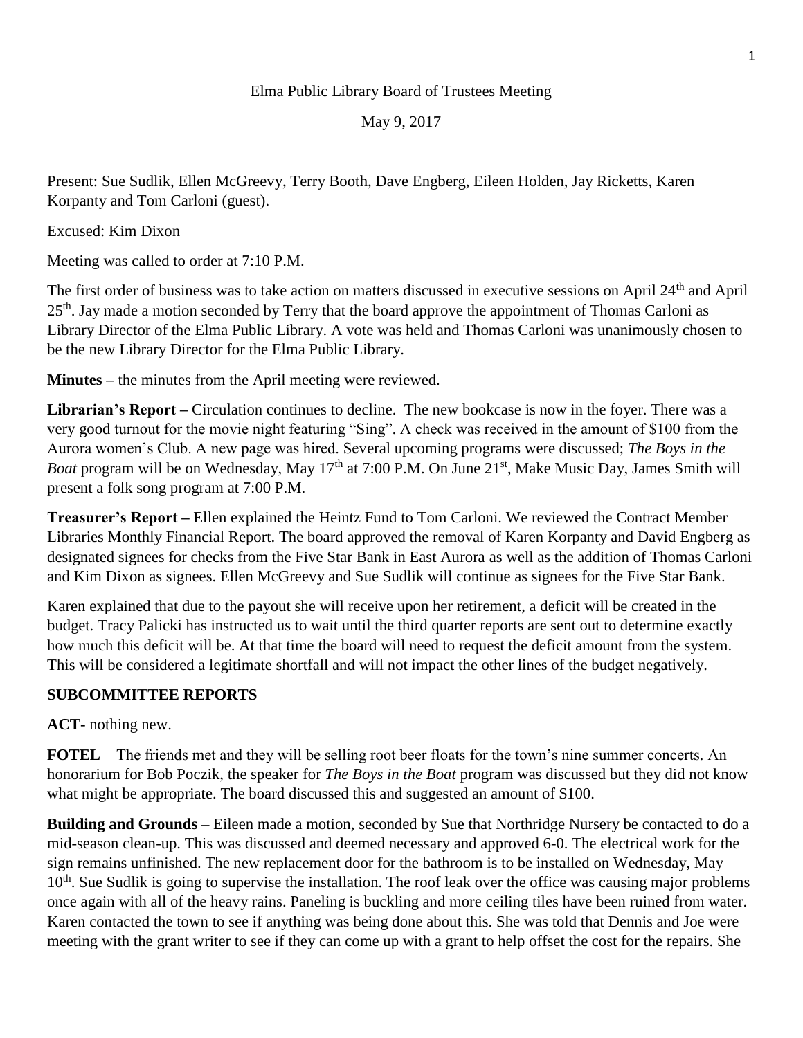Elma Public Library Board of Trustees Meeting

May 9, 2017

Present: Sue Sudlik, Ellen McGreevy, Terry Booth, Dave Engberg, Eileen Holden, Jay Ricketts, Karen Korpanty and Tom Carloni (guest).

Excused: Kim Dixon

Meeting was called to order at 7:10 P.M.

The first order of business was to take action on matters discussed in executive sessions on April 24th and April 25th. Jay made a motion seconded by Terry that the board approve the appointment of Thomas Carloni as Library Director of the Elma Public Library. A vote was held and Thomas Carloni was unanimously chosen to be the new Library Director for the Elma Public Library.

**Minutes –** the minutes from the April meeting were reviewed.

**Librarian's Report –** Circulation continues to decline. The new bookcase is now in the foyer. There was a very good turnout for the movie night featuring "Sing". A check was received in the amount of $100 from the Aurora women's Club. A new page was hired. Several upcoming programs were discussed; *The Boys in the Boat* program will be on Wednesday, May 17th at 7:00 P.M. On June 21st, Make Music Day, James Smith will present a folk song program at 7:00 P.M.

**Treasurer's Report –** Ellen explained the Heintz Fund to Tom Carloni. We reviewed the Contract Member Libraries Monthly Financial Report. The board approved the removal of Karen Korpanty and David Engberg as designated signees for checks from the Five Star Bank in East Aurora as well as the addition of Thomas Carloni and Kim Dixon as signees. Ellen McGreevy and Sue Sudlik will continue as signees for the Five Star Bank.

Karen explained that due to the payout she will receive upon her retirement, a deficit will be created in the budget. Tracy Palicki has instructed us to wait until the third quarter reports are sent out to determine exactly how much this deficit will be. At that time the board will need to request the deficit amount from the system. This will be considered a legitimate shortfall and will not impact the other lines of the budget negatively.

**SUBCOMMITTEE REPORTS**

**ACT-** nothing new.

**FOTEL** – The friends met and they will be selling root beer floats for the town's nine summer concerts. An honorarium for Bob Poczik, the speaker for *The Boys in the Boat* program was discussed but they did not know what might be appropriate. The board discussed this and suggested an amount of $100.

**Building and Grounds** – Eileen made a motion, seconded by Sue that Northridge Nursery be contacted to do a mid-season clean-up. This was discussed and deemed necessary and approved 6-0. The electrical work for the sign remains unfinished. The new replacement door for the bathroom is to be installed on Wednesday, May 10th. Sue Sudlik is going to supervise the installation. The roof leak over the office was causing major problems once again with all of the heavy rains. Paneling is buckling and more ceiling tiles have been ruined from water. Karen contacted the town to see if anything was being done about this. She was told that Dennis and Joe were meeting with the grant writer to see if they can come up with a grant to help offset the cost for the repairs. She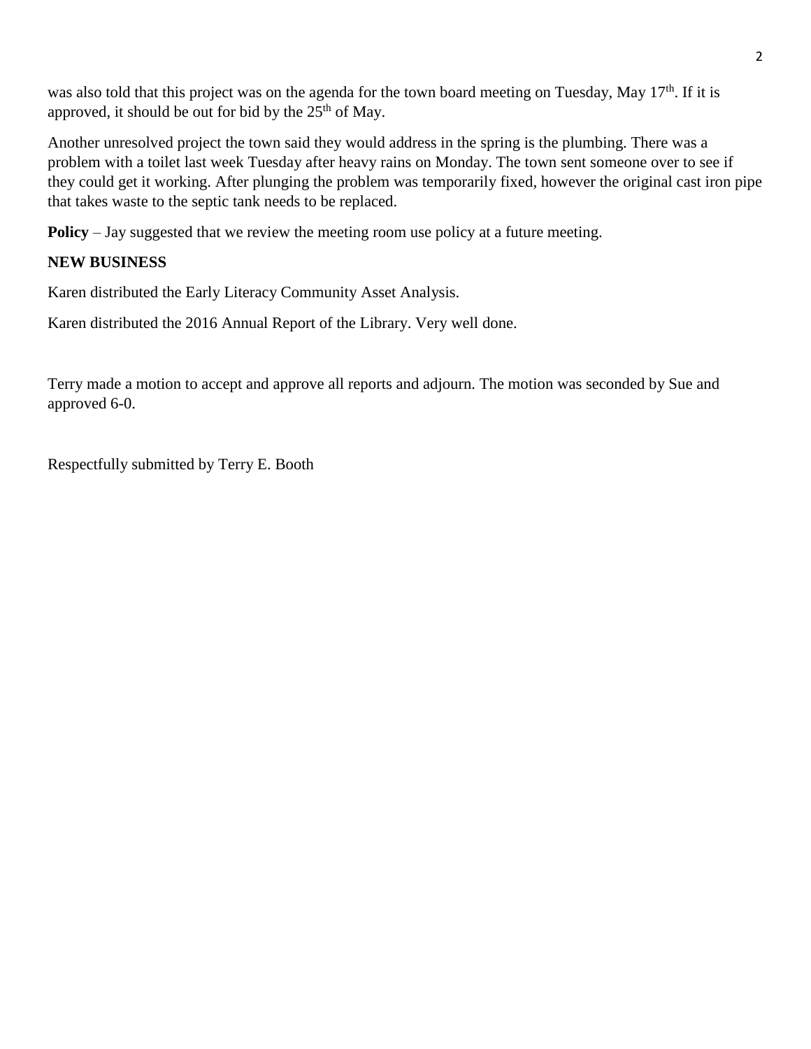was also told that this project was on the agenda for the town board meeting on Tuesday, May 17th. If it is approved, it should be out for bid by the 25th of May.

Another unresolved project the town said they would address in the spring is the plumbing. There was a problem with a toilet last week Tuesday after heavy rains on Monday. The town sent someone over to see if they could get it working. After plunging the problem was temporarily fixed, however the original cast iron pipe that takes waste to the septic tank needs to be replaced.

**Policy** – Jay suggested that we review the meeting room use policy at a future meeting.

**NEW BUSINESS**

Karen distributed the Early Literacy Community Asset Analysis.

Karen distributed the 2016 Annual Report of the Library. Very well done.

Terry made a motion to accept and approve all reports and adjourn. The motion was seconded by Sue and approved 6-0.

Respectfully submitted by Terry E. Booth